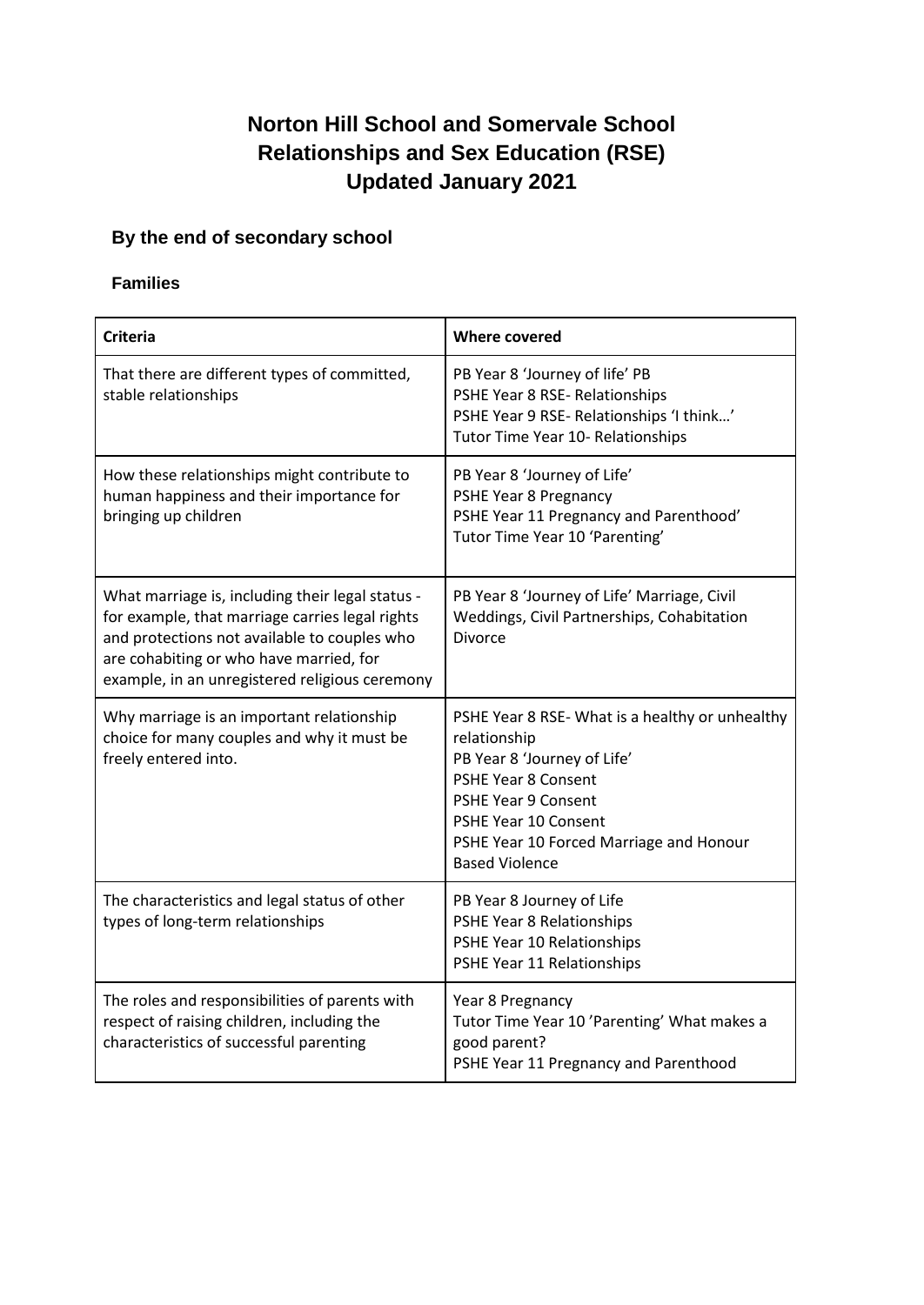# Norton Hill School and Somervale School
# Relationships and Sex Education (RSE)
# Updated January 2021

## By the end of secondary school

### Families

| Criteria | Where covered |
|---|---|
| That there are different types of committed, stable relationships | PB Year 8 'Journey of life' PB<br>PSHE Year 8 RSE- Relationships<br>PSHE Year 9 RSE- Relationships 'I think…'<br>Tutor Time Year 10- Relationships |
| How these relationships might contribute to human happiness and their importance for bringing up children | PB Year 8 'Journey of Life'<br>PSHE Year 8 Pregnancy<br>PSHE Year 11 Pregnancy and Parenthood'<br>Tutor Time Year 10 'Parenting' |
| What marriage is, including their legal status - for example, that marriage carries legal rights and protections not available to couples who are cohabiting or who have married, for example, in an unregistered religious ceremony | PB Year 8 'Journey of Life' Marriage, Civil Weddings, Civil Partnerships, Cohabitation Divorce |
| Why marriage is an important relationship choice for many couples and why it must be freely entered into. | PSHE Year 8 RSE- What is a healthy or unhealthy relationship<br>PB Year 8 'Journey of Life'<br>PSHE Year 8 Consent<br>PSHE Year 9 Consent<br>PSHE Year 10 Consent<br>PSHE Year 10 Forced Marriage and Honour Based Violence |
| The characteristics and legal status of other types of long-term relationships | PB Year 8 Journey of Life<br>PSHE Year 8 Relationships<br>PSHE Year 10 Relationships<br>PSHE Year 11 Relationships |
| The roles and responsibilities of parents with respect of raising children, including the characteristics of successful parenting | Year 8 Pregnancy<br>Tutor Time Year 10 'Parenting' What makes a good parent?<br>PSHE Year 11 Pregnancy and Parenthood |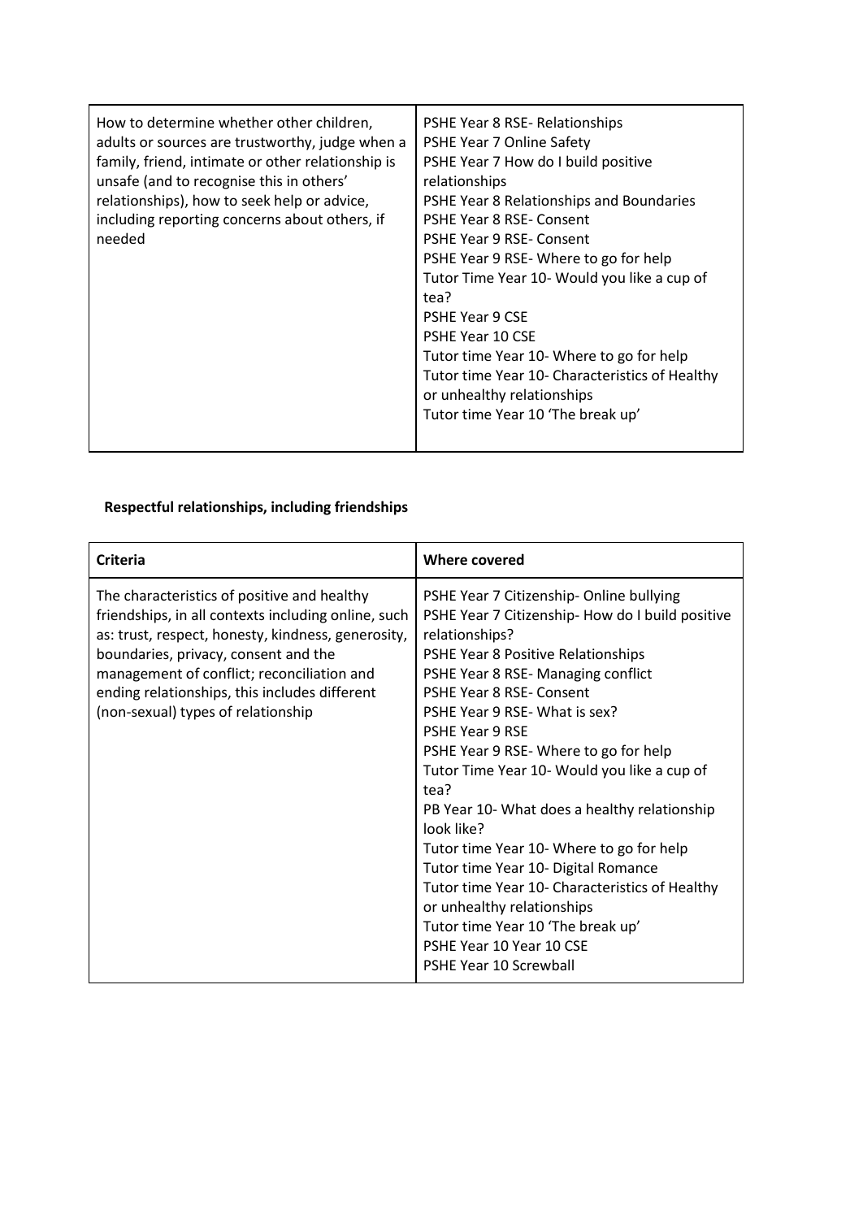| | |
|---|---|
| How to determine whether other children, adults or sources are trustworthy, judge when a family, friend, intimate or other relationship is unsafe (and to recognise this in others' relationships), how to seek help or advice, including reporting concerns about others, if needed | PSHE Year 8 RSE- Relationships<br>PSHE Year 7 Online Safety<br>PSHE Year 7 How do I build positive relationships<br>PSHE Year 8 Relationships and Boundaries<br>PSHE Year 8 RSE- Consent<br>PSHE Year 9 RSE- Consent<br>PSHE Year 9 RSE- Where to go for help<br>Tutor Time Year 10- Would you like a cup of tea?<br>PSHE Year 9 CSE<br>PSHE Year 10 CSE<br>Tutor time Year 10- Where to go for help<br>Tutor time Year 10- Characteristics of Healthy or unhealthy relationships<br>Tutor time Year 10 'The break up' |

**Respectful relationships, including friendships**

| Criteria | Where covered |
|---|---|
| The characteristics of positive and healthy friendships, in all contexts including online, such as: trust, respect, honesty, kindness, generosity, boundaries, privacy, consent and the management of conflict; reconciliation and ending relationships, this includes different (non-sexual) types of relationship | PSHE Year 7 Citizenship- Online bullying<br>PSHE Year 7 Citizenship- How do I build positive relationships?<br>PSHE Year 8 Positive Relationships<br>PSHE Year 8 RSE- Managing conflict<br>PSHE Year 8 RSE- Consent<br>PSHE Year 9 RSE- What is sex?<br>PSHE Year 9 RSE<br>PSHE Year 9 RSE- Where to go for help<br>Tutor Time Year 10- Would you like a cup of tea?<br>PB Year 10- What does a healthy relationship look like?<br>Tutor time Year 10- Where to go for help<br>Tutor time Year 10- Digital Romance<br>Tutor time Year 10- Characteristics of Healthy or unhealthy relationships<br>Tutor time Year 10 'The break up'<br>PSHE Year 10 Year 10 CSE<br>PSHE Year 10 Screwball |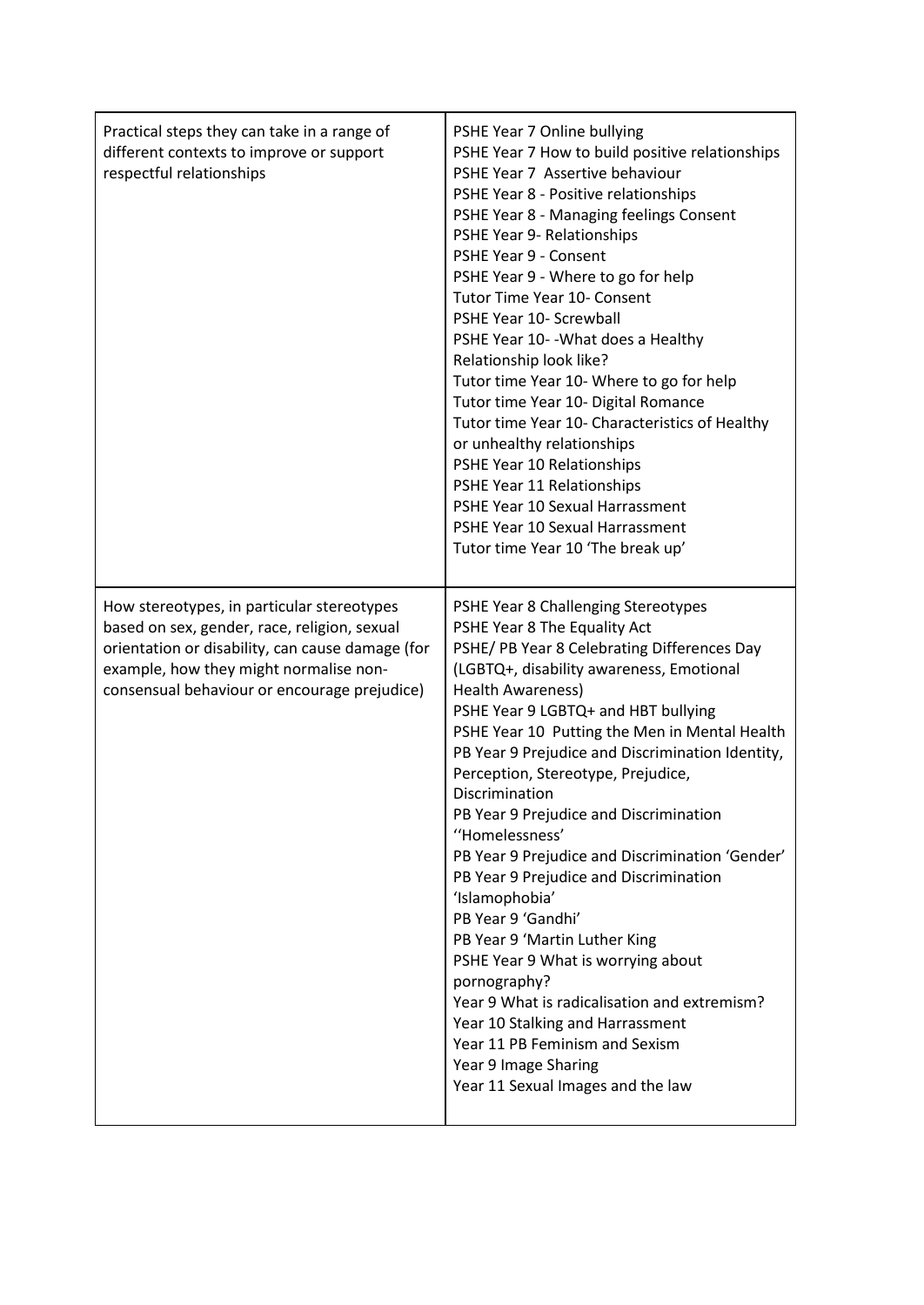| | |
|---|---|
| Practical steps they can take in a range of different contexts to improve or support respectful relationships | PSHE Year 7 Online bullying<br>PSHE Year 7 How to build positive relationships<br>PSHE Year 7 Assertive behaviour<br>PSHE Year 8 - Positive relationships<br>PSHE Year 8 - Managing feelings Consent<br>PSHE Year 9- Relationships<br>PSHE Year 9 - Consent<br>PSHE Year 9 - Where to go for help<br>Tutor Time Year 10- Consent<br>PSHE Year 10- Screwball<br>PSHE Year 10- -What does a Healthy Relationship look like?<br>Tutor time Year 10- Where to go for help<br>Tutor time Year 10- Digital Romance<br>Tutor time Year 10- Characteristics of Healthy or unhealthy relationships<br>PSHE Year 10 Relationships<br>PSHE Year 11 Relationships<br>PSHE Year 10 Sexual Harrassment<br>PSHE Year 10 Sexual Harrassment<br>Tutor time Year 10 'The break up' |
| How stereotypes, in particular stereotypes based on sex, gender, race, religion, sexual orientation or disability, can cause damage (for example, how they might normalise non-consensual behaviour or encourage prejudice) | PSHE Year 8 Challenging Stereotypes<br>PSHE Year 8 The Equality Act<br>PSHE/ PB Year 8 Celebrating Differences Day (LGBTQ+, disability awareness, Emotional Health Awareness)<br>PSHE Year 9 LGBTQ+ and HBT bullying<br>PSHE Year 10 Putting the Men in Mental Health<br>PB Year 9 Prejudice and Discrimination Identity, Perception, Stereotype, Prejudice, Discrimination<br>PB Year 9 Prejudice and Discrimination ''Homelessness'<br>PB Year 9 Prejudice and Discrimination 'Gender'<br>PB Year 9 Prejudice and Discrimination 'Islamophobia'<br>PB Year 9 'Gandhi'<br>PB Year 9 'Martin Luther King<br>PSHE Year 9 What is worrying about pornography?<br>Year 9 What is radicalisation and extremism?<br>Year 10 Stalking and Harrassment<br>Year 11 PB Feminism and Sexism<br>Year 9 Image Sharing<br>Year 11 Sexual Images and the law |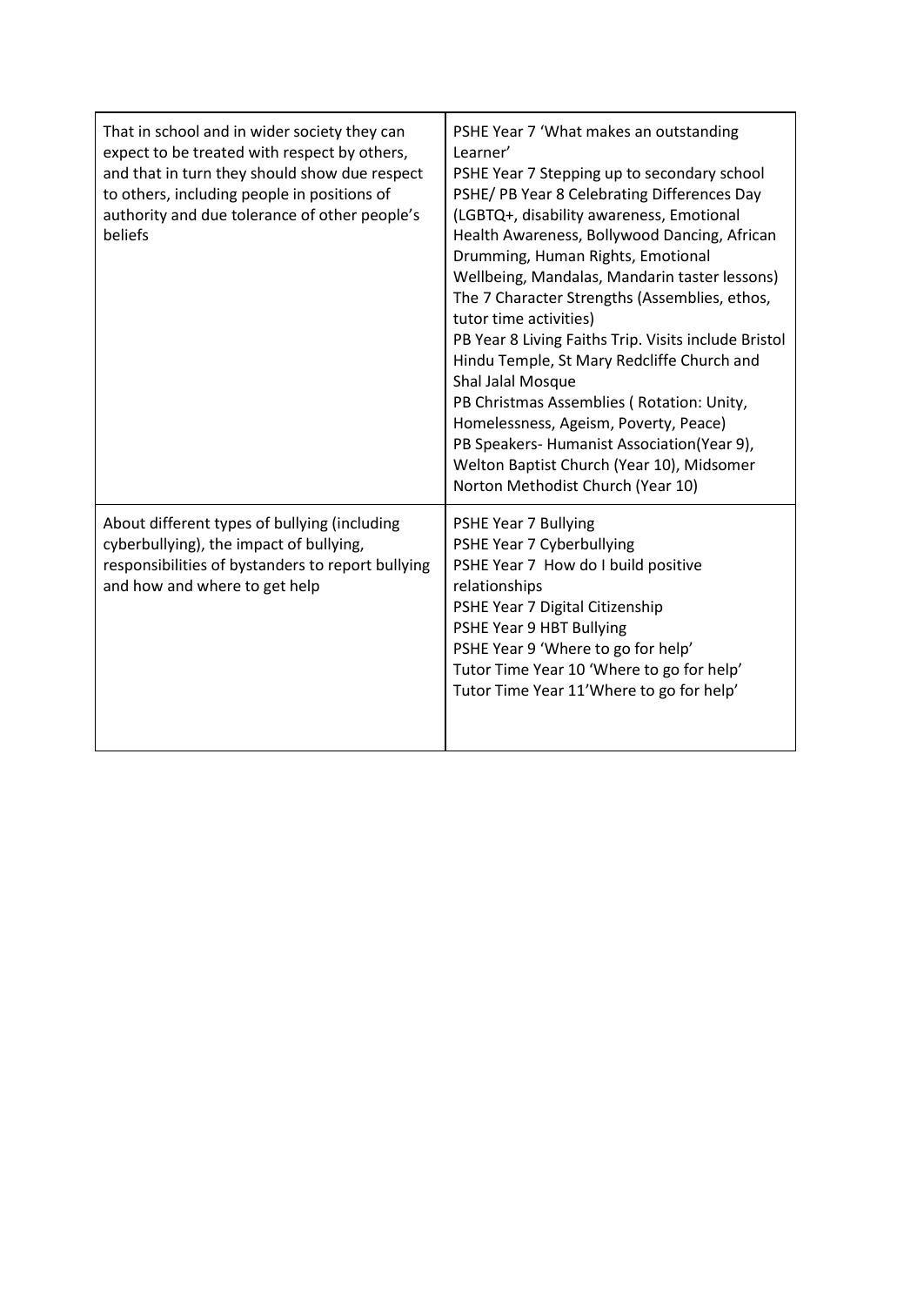| | |
|---|---|
| That in school and in wider society they can expect to be treated with respect by others, and that in turn they should show due respect to others, including people in positions of authority and due tolerance of other people's beliefs | PSHE Year 7 'What makes an outstanding Learner'<br>PSHE Year 7 Stepping up to secondary school<br>PSHE/ PB Year 8 Celebrating Differences Day (LGBTQ+, disability awareness, Emotional Health Awareness, Bollywood Dancing, African Drumming, Human Rights, Emotional Wellbeing, Mandalas, Mandarin taster lessons)<br>The 7 Character Strengths (Assemblies, ethos, tutor time activities)<br>PB Year 8 Living Faiths Trip. Visits include Bristol Hindu Temple, St Mary Redcliffe Church and Shal Jalal Mosque<br>PB Christmas Assemblies ( Rotation: Unity, Homelessness, Ageism, Poverty, Peace)<br>PB Speakers- Humanist Association(Year 9), Welton Baptist Church (Year 10), Midsomer Norton Methodist Church (Year 10) |
| About different types of bullying (including cyberbullying), the impact of bullying, responsibilities of bystanders to report bullying and how and where to get help | PSHE Year 7 Bullying<br>PSHE Year 7 Cyberbullying<br>PSHE Year 7 How do I build positive relationships<br>PSHE Year 7 Digital Citizenship<br>PSHE Year 9 HBT Bullying<br>PSHE Year 9 'Where to go for help'<br>Tutor Time Year 10 'Where to go for help'<br>Tutor Time Year 11'Where to go for help' |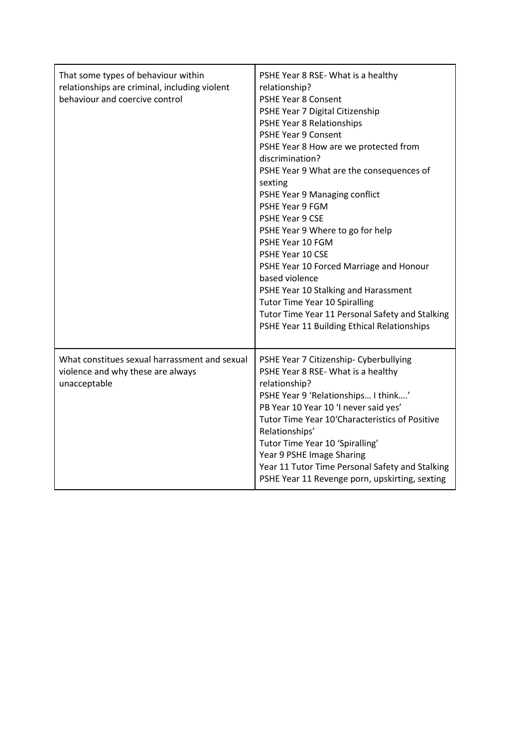| | |
|---|---|
| That some types of behaviour within relationships are criminal, including violent behaviour and coercive control | PSHE Year 8 RSE- What is a healthy relationship?<br>PSHE Year 8 Consent<br>PSHE Year 7 Digital Citizenship<br>PSHE Year 8 Relationships<br>PSHE Year 9 Consent<br>PSHE Year 8 How are we protected from discrimination?<br>PSHE Year 9 What are the consequences of sexting<br>PSHE Year 9 Managing conflict<br>PSHE Year 9 FGM<br>PSHE Year 9 CSE<br>PSHE Year 9 Where to go for help<br>PSHE Year 10 FGM<br>PSHE Year 10 CSE<br>PSHE Year 10 Forced Marriage and Honour based violence<br>PSHE Year 10 Stalking and Harassment<br>Tutor Time Year 10 Spiralling<br>Tutor Time Year 11 Personal Safety and Stalking<br>PSHE Year 11 Building Ethical Relationships |
| What constitues sexual harrassment and sexual violence and why these are always unacceptable | PSHE Year 7 Citizenship- Cyberbullying<br>PSHE Year 8 RSE- What is a healthy relationship?<br>PSHE Year 9 'Relationships… I think….'<br>PB Year 10 Year 10 'I never said yes'<br>Tutor Time Year 10'Characteristics of Positive Relationships'<br>Tutor Time Year 10 'Spiralling'<br>Year 9 PSHE Image Sharing<br>Year 11 Tutor Time Personal Safety and Stalking<br>PSHE Year 11 Revenge porn, upskirting, sexting |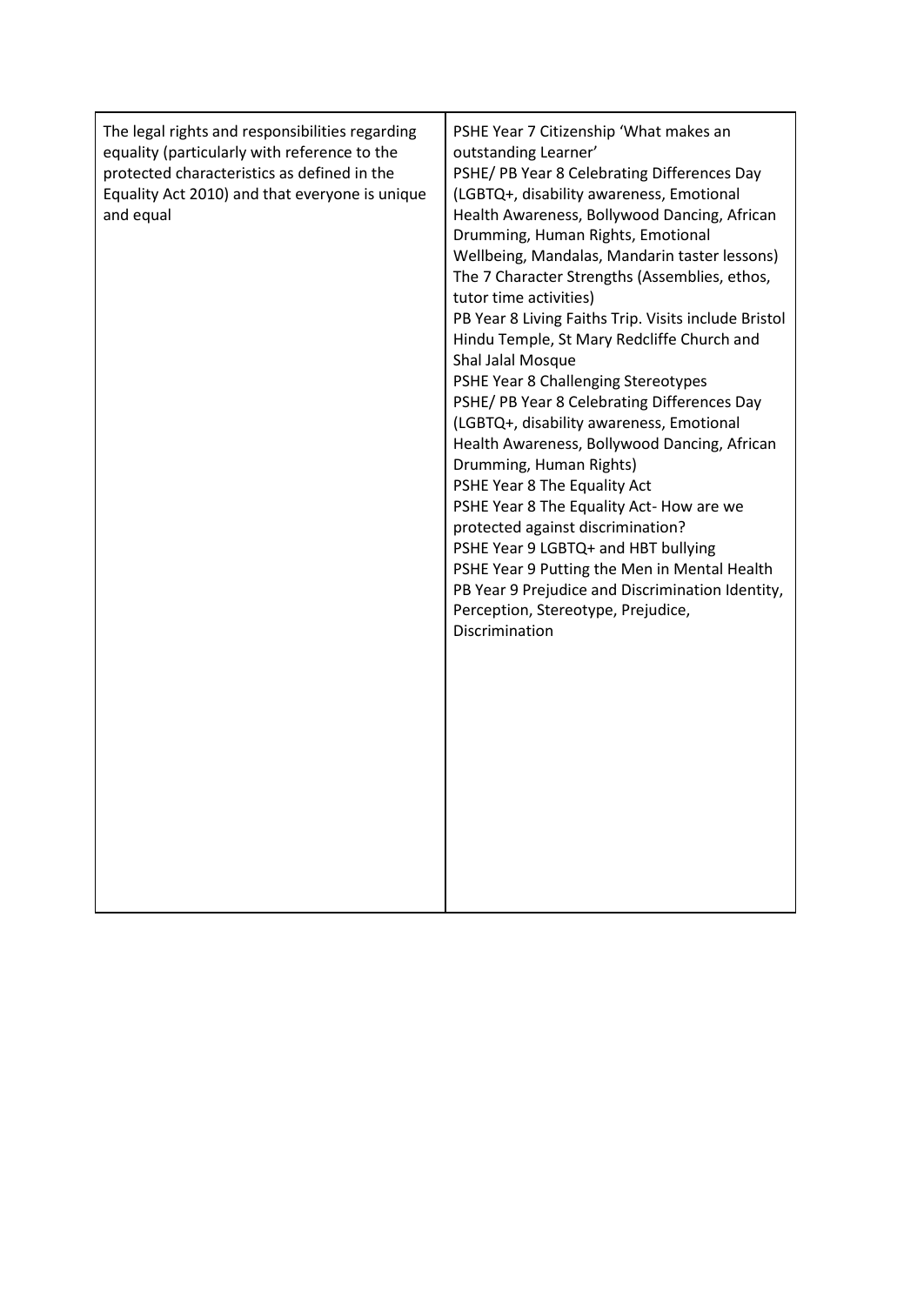| | |
|---|---|
| The legal rights and responsibilities regarding equality (particularly with reference to the protected characteristics as defined in the Equality Act 2010) and that everyone is unique and equal | PSHE Year 7 Citizenship 'What makes an outstanding Learner'<br>PSHE/ PB Year 8 Celebrating Differences Day (LGBTQ+, disability awareness, Emotional Health Awareness, Bollywood Dancing, African Drumming, Human Rights, Emotional Wellbeing, Mandalas, Mandarin taster lessons)<br>The 7 Character Strengths (Assemblies, ethos, tutor time activities)<br>PB Year 8 Living Faiths Trip. Visits include Bristol Hindu Temple, St Mary Redcliffe Church and Shal Jalal Mosque<br>PSHE Year 8 Challenging Stereotypes<br>PSHE/ PB Year 8 Celebrating Differences Day (LGBTQ+, disability awareness, Emotional Health Awareness, Bollywood Dancing, African Drumming, Human Rights)<br>PSHE Year 8 The Equality Act<br>PSHE Year 8 The Equality Act- How are we protected against discrimination?<br>PSHE Year 9 LGBTQ+ and HBT bullying<br>PSHE Year 9 Putting the Men in Mental Health<br>PB Year 9 Prejudice and Discrimination Identity, Perception, Stereotype, Prejudice, Discrimination |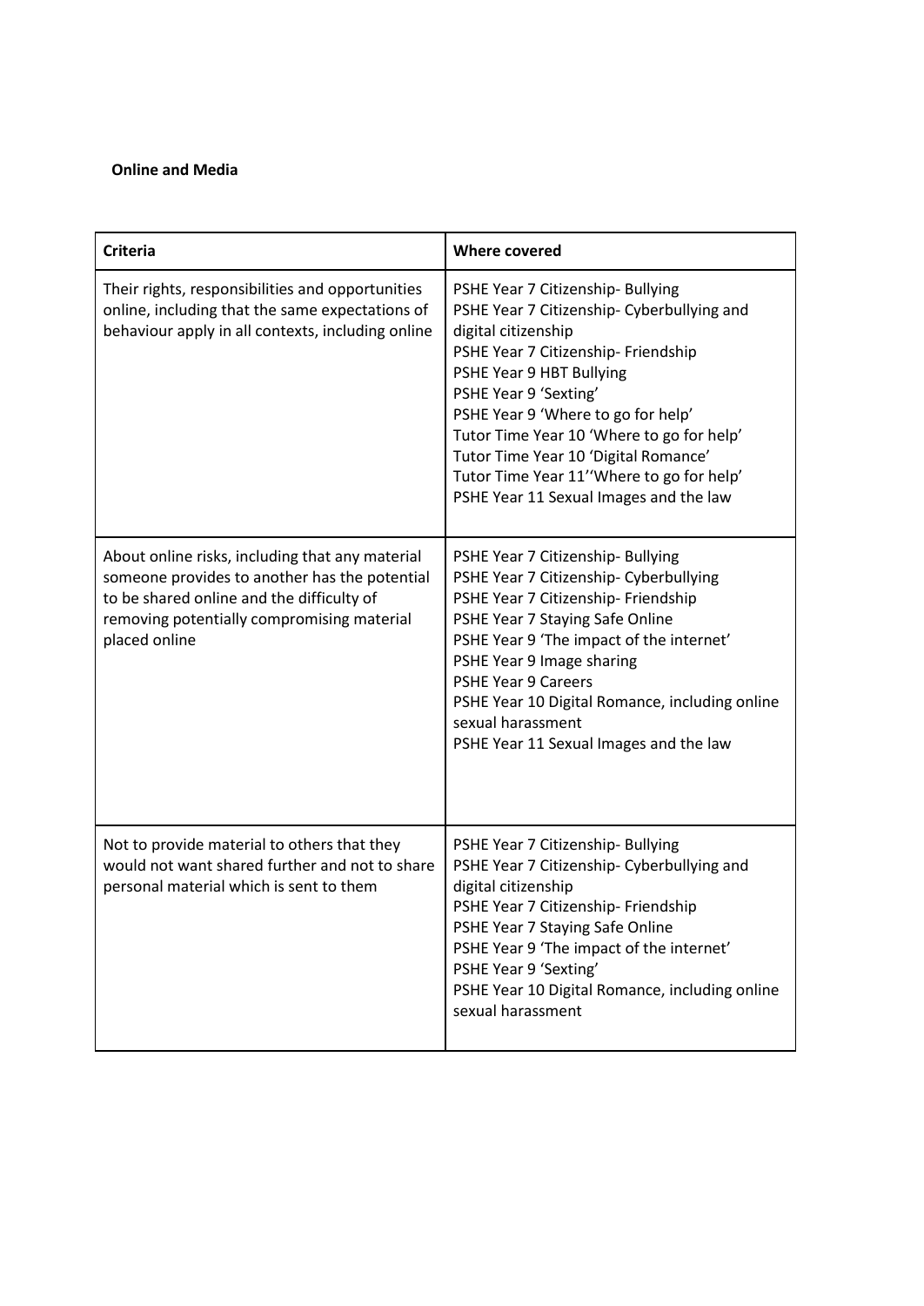**Online and Media**

| Criteria | Where covered |
| --- | --- |
| Their rights, responsibilities and opportunities online, including that the same expectations of behaviour apply in all contexts, including online | PSHE Year 7 Citizenship- Bullying<br>PSHE Year 7 Citizenship- Cyberbullying and digital citizenship<br>PSHE Year 7 Citizenship- Friendship<br>PSHE Year 9 HBT Bullying<br>PSHE Year 9 'Sexting'<br>PSHE Year 9 'Where to go for help'<br>Tutor Time Year 10 'Where to go for help'<br>Tutor Time Year 10 'Digital Romance'<br>Tutor Time Year 11''Where to go for help'<br>PSHE Year 11 Sexual Images and the law |
| About online risks, including that any material someone provides to another has the potential to be shared online and the difficulty of removing potentially compromising material placed online | PSHE Year 7 Citizenship- Bullying<br>PSHE Year 7 Citizenship- Cyberbullying<br>PSHE Year 7 Citizenship- Friendship<br>PSHE Year 7 Staying Safe Online<br>PSHE Year 9 'The impact of the internet'<br>PSHE Year 9 Image sharing<br>PSHE Year 9 Careers<br>PSHE Year 10 Digital Romance, including online sexual harassment<br>PSHE Year 11 Sexual Images and the law |
| Not to provide material to others that they would not want shared further and not to share personal material which is sent to them | PSHE Year 7 Citizenship- Bullying<br>PSHE Year 7 Citizenship- Cyberbullying and digital citizenship<br>PSHE Year 7 Citizenship- Friendship<br>PSHE Year 7 Staying Safe Online<br>PSHE Year 9 'The impact of the internet'<br>PSHE Year 9 'Sexting'<br>PSHE Year 10 Digital Romance, including online sexual harassment |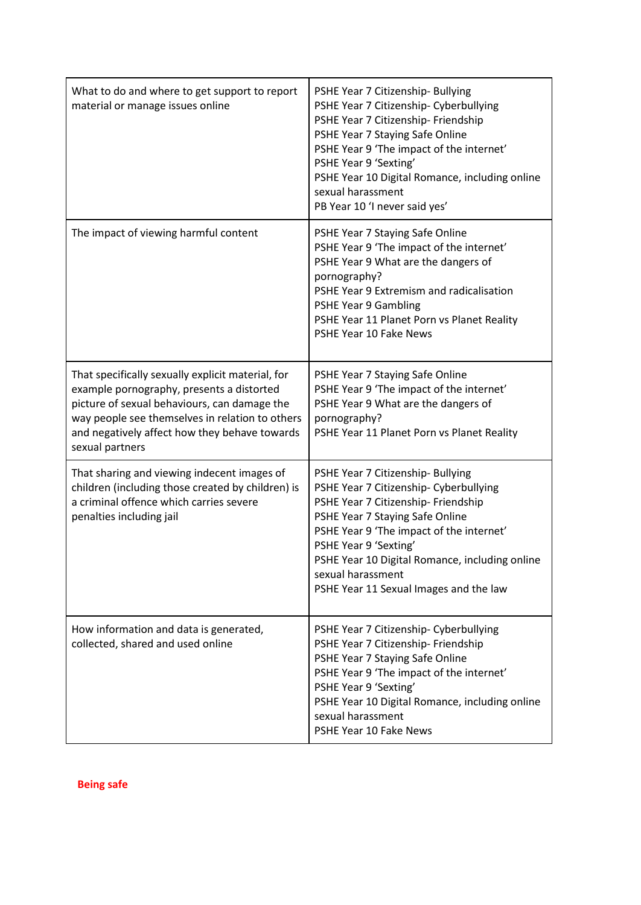| | |
|---|---|
| What to do and where to get support to report material or manage issues online | PSHE Year 7 Citizenship- Bullying<br>PSHE Year 7 Citizenship- Cyberbullying<br>PSHE Year 7 Citizenship- Friendship<br>PSHE Year 7 Staying Safe Online<br>PSHE Year 9 'The impact of the internet'<br>PSHE Year 9 'Sexting'<br>PSHE Year 10 Digital Romance, including online sexual harassment<br>PB Year 10 'I never said yes' |
| The impact of viewing harmful content | PSHE Year 7 Staying Safe Online<br>PSHE Year 9 'The impact of the internet'<br>PSHE Year 9 What are the dangers of pornography?<br>PSHE Year 9 Extremism and radicalisation<br>PSHE Year 9 Gambling<br>PSHE Year 11 Planet Porn vs Planet Reality<br>PSHE Year 10 Fake News |
| That specifically sexually explicit material, for example pornography, presents a distorted picture of sexual behaviours, can damage the way people see themselves in relation to others and negatively affect how they behave towards sexual partners | PSHE Year 7 Staying Safe Online<br>PSHE Year 9 'The impact of the internet'<br>PSHE Year 9 What are the dangers of pornography?<br>PSHE Year 11 Planet Porn vs Planet Reality |
| That sharing and viewing indecent images of children (including those created by children) is a criminal offence which carries severe penalties including jail | PSHE Year 7 Citizenship- Bullying<br>PSHE Year 7 Citizenship- Cyberbullying<br>PSHE Year 7 Citizenship- Friendship<br>PSHE Year 7 Staying Safe Online<br>PSHE Year 9 'The impact of the internet'<br>PSHE Year 9 'Sexting'<br>PSHE Year 10 Digital Romance, including online sexual harassment<br>PSHE Year 11 Sexual Images and the law |
| How information and data is generated, collected, shared and used online | PSHE Year 7 Citizenship- Cyberbullying<br>PSHE Year 7 Citizenship- Friendship<br>PSHE Year 7 Staying Safe Online<br>PSHE Year 9 'The impact of the internet'<br>PSHE Year 9 'Sexting'<br>PSHE Year 10 Digital Romance, including online sexual harassment<br>PSHE Year 10 Fake News |

**Being safe**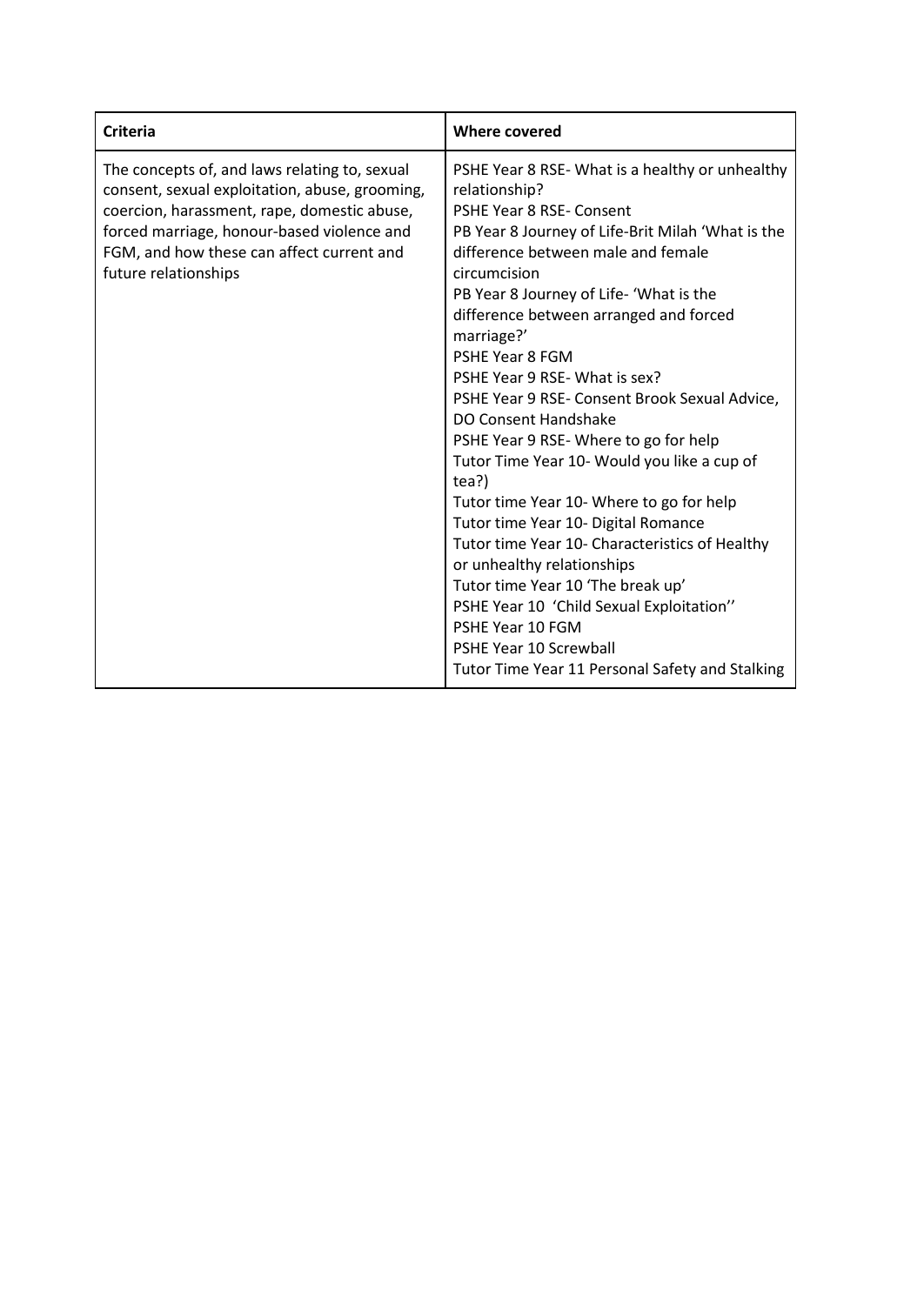| Criteria | Where covered |
|---|---|
| The concepts of, and laws relating to, sexual consent, sexual exploitation, abuse, grooming, coercion, harassment, rape, domestic abuse, forced marriage, honour-based violence and FGM, and how these can affect current and future relationships | PSHE Year 8 RSE- What is a healthy or unhealthy relationship?<br>PSHE Year 8 RSE- Consent<br>PB Year 8 Journey of Life-Brit Milah 'What is the difference between male and female circumcision<br>PB Year 8 Journey of Life- 'What is the difference between arranged and forced marriage?'<br>PSHE Year 8 FGM<br>PSHE Year 9 RSE- What is sex?<br>PSHE Year 9 RSE- Consent Brook Sexual Advice, DO Consent Handshake<br>PSHE Year 9 RSE- Where to go for help<br>Tutor Time Year 10- Would you like a cup of tea?)<br>Tutor time Year 10- Where to go for help<br>Tutor time Year 10- Digital Romance<br>Tutor time Year 10- Characteristics of Healthy or unhealthy relationships<br>Tutor time Year 10 'The break up'<br>PSHE Year 10 'Child Sexual Exploitation''<br>PSHE Year 10 FGM<br>PSHE Year 10 Screwball<br>Tutor Time Year 11 Personal Safety and Stalking |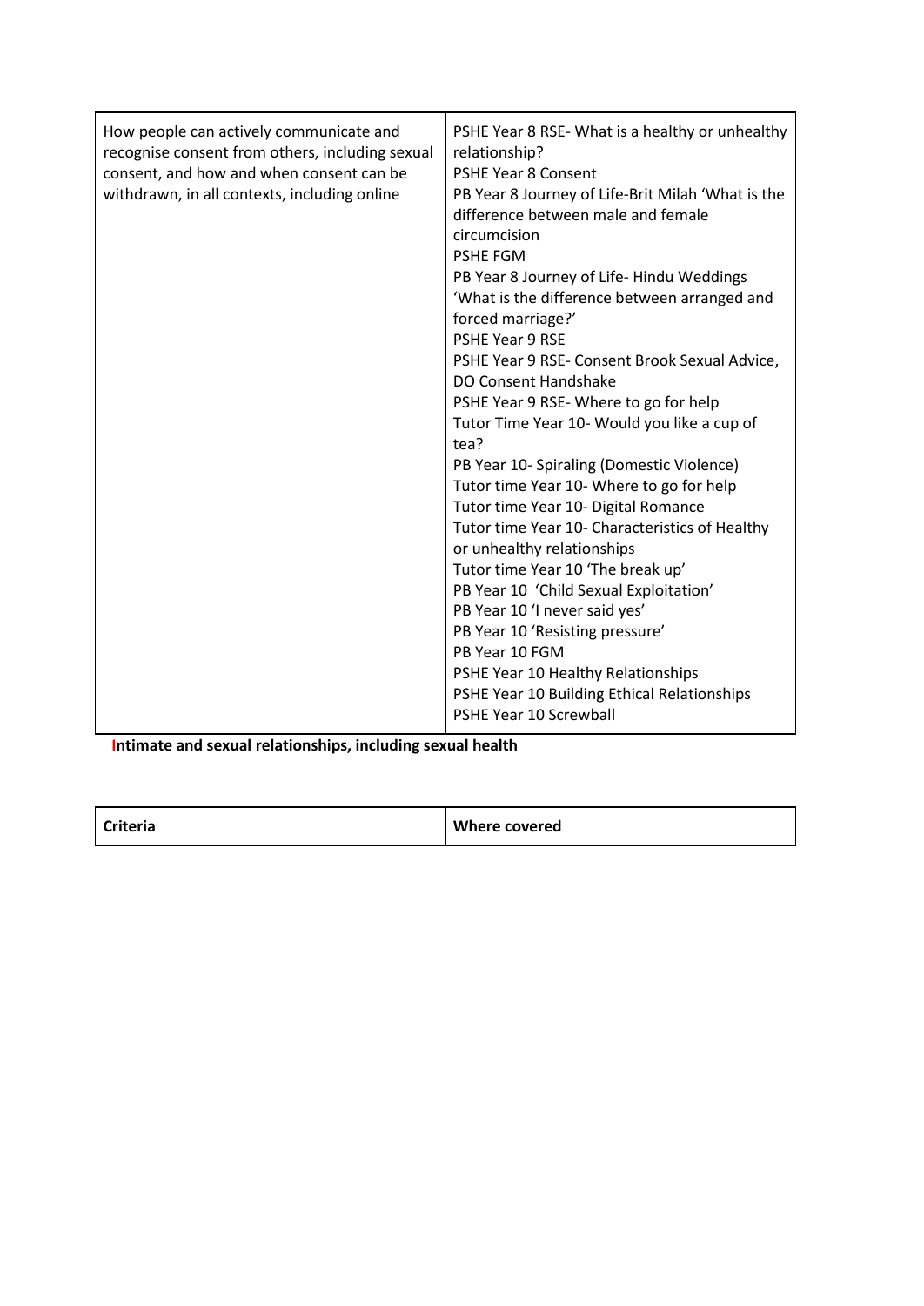| | |
|---|---|
| How people can actively communicate and recognise consent from others, including sexual consent, and how and when consent can be withdrawn, in all contexts, including online | PSHE Year 8 RSE- What is a healthy or unhealthy relationship?<br>PSHE Year 8 Consent<br>PB Year 8 Journey of Life-Brit Milah 'What is the difference between male and female circumcision<br>PSHE FGM<br>PB Year 8 Journey of Life- Hindu Weddings 'What is the difference between arranged and forced marriage?'<br>PSHE Year 9 RSE<br>PSHE Year 9 RSE- Consent Brook Sexual Advice, DO Consent Handshake<br>PSHE Year 9 RSE- Where to go for help<br>Tutor Time Year 10- Would you like a cup of tea?<br>PB Year 10- Spiraling (Domestic Violence)<br>Tutor time Year 10- Where to go for help<br>Tutor time Year 10- Digital Romance<br>Tutor time Year 10- Characteristics of Healthy or unhealthy relationships<br>Tutor time Year 10 'The break up'<br>PB Year 10 'Child Sexual Exploitation'<br>PB Year 10 'I never said yes'<br>PB Year 10 'Resisting pressure'<br>PB Year 10 FGM<br>PSHE Year 10 Healthy Relationships<br>PSHE Year 10 Building Ethical Relationships<br>PSHE Year 10 Screwball |

**Intimate and sexual relationships, including sexual health**

| Criteria | Where covered |
|---|---|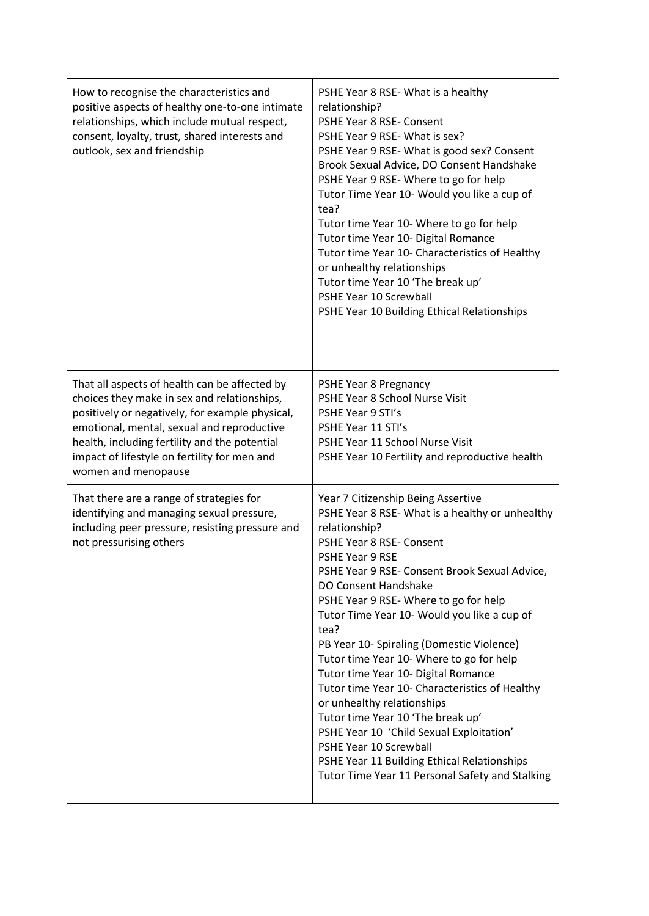| | |
|---|---|
| How to recognise the characteristics and positive aspects of healthy one-to-one intimate relationships, which include mutual respect, consent, loyalty, trust, shared interests and outlook, sex and friendship | PSHE Year 8 RSE- What is a healthy relationship?<br>PSHE Year 8 RSE- Consent<br>PSHE Year 9 RSE- What is sex?<br>PSHE Year 9 RSE- What is good sex? Consent Brook Sexual Advice, DO Consent Handshake<br>PSHE Year 9 RSE- Where to go for help<br>Tutor Time Year 10- Would you like a cup of tea?<br>Tutor time Year 10- Where to go for help<br>Tutor time Year 10- Digital Romance<br>Tutor time Year 10- Characteristics of Healthy or unhealthy relationships<br>Tutor time Year 10 'The break up'<br>PSHE Year 10 Screwball<br>PSHE Year 10 Building Ethical Relationships |
| That all aspects of health can be affected by choices they make in sex and relationships, positively or negatively, for example physical, emotional, mental, sexual and reproductive health, including fertility and the potential impact of lifestyle on fertility for men and women and menopause | PSHE Year 8 Pregnancy<br>PSHE Year 8 School Nurse Visit<br>PSHE Year 9 STI's<br>PSHE Year 11 STI's<br>PSHE Year 11 School Nurse Visit<br>PSHE Year 10 Fertility and reproductive health |
| That there are a range of strategies for identifying and managing sexual pressure, including peer pressure, resisting pressure and not pressurising others | Year 7 Citizenship Being Assertive<br>PSHE Year 8 RSE- What is a healthy or unhealthy relationship?<br>PSHE Year 8 RSE- Consent<br>PSHE Year 9 RSE<br>PSHE Year 9 RSE- Consent Brook Sexual Advice, DO Consent Handshake<br>PSHE Year 9 RSE- Where to go for help<br>Tutor Time Year 10- Would you like a cup of tea?<br>PB Year 10- Spiraling (Domestic Violence)<br>Tutor time Year 10- Where to go for help<br>Tutor time Year 10- Digital Romance<br>Tutor time Year 10- Characteristics of Healthy or unhealthy relationships<br>Tutor time Year 10 'The break up'<br>PSHE Year 10 'Child Sexual Exploitation'<br>PSHE Year 10 Screwball<br>PSHE Year 11 Building Ethical Relationships<br>Tutor Time Year 11 Personal Safety and Stalking |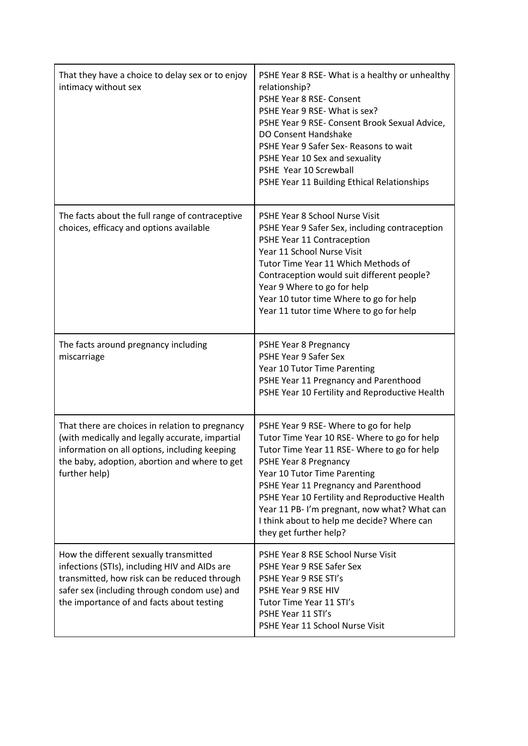| | |
|---|---|
| That they have a choice to delay sex or to enjoy intimacy without sex | PSHE Year 8 RSE- What is a healthy or unhealthy relationship?<br>PSHE Year 8 RSE- Consent<br>PSHE Year 9 RSE- What is sex?<br>PSHE Year 9 RSE- Consent Brook Sexual Advice, DO Consent Handshake<br>PSHE Year 9 Safer Sex- Reasons to wait<br>PSHE Year 10 Sex and sexuality<br>PSHE Year 10 Screwball<br>PSHE Year 11 Building Ethical Relationships |
| The facts about the full range of contraceptive choices, efficacy and options available | PSHE Year 8 School Nurse Visit<br>PSHE Year 9 Safer Sex, including contraception<br>PSHE Year 11 Contraception<br>Year 11 School Nurse Visit<br>Tutor Time Year 11 Which Methods of Contraception would suit different people?<br>Year 9 Where to go for help<br>Year 10 tutor time Where to go for help<br>Year 11 tutor time Where to go for help |
| The facts around pregnancy including miscarriage | PSHE Year 8 Pregnancy<br>PSHE Year 9 Safer Sex<br>Year 10 Tutor Time Parenting<br>PSHE Year 11 Pregnancy and Parenthood<br>PSHE Year 10 Fertility and Reproductive Health |
| That there are choices in relation to pregnancy (with medically and legally accurate, impartial information on all options, including keeping the baby, adoption, abortion and where to get further help) | PSHE Year 9 RSE- Where to go for help<br>Tutor Time Year 10 RSE- Where to go for help<br>Tutor Time Year 11 RSE- Where to go for help<br>PSHE Year 8 Pregnancy<br>Year 10 Tutor Time Parenting<br>PSHE Year 11 Pregnancy and Parenthood<br>PSHE Year 10 Fertility and Reproductive Health<br>Year 11 PB- I'm pregnant, now what? What can I think about to help me decide? Where can they get further help? |
| How the different sexually transmitted infections (STIs), including HIV and AIDs are transmitted, how risk can be reduced through safer sex (including through condom use) and the importance of and facts about testing | PSHE Year 8 RSE School Nurse Visit<br>PSHE Year 9 RSE Safer Sex<br>PSHE Year 9 RSE STI's<br>PSHE Year 9 RSE HIV<br>Tutor Time Year 11 STI's<br>PSHE Year 11 STI's<br>PSHE Year 11 School Nurse Visit |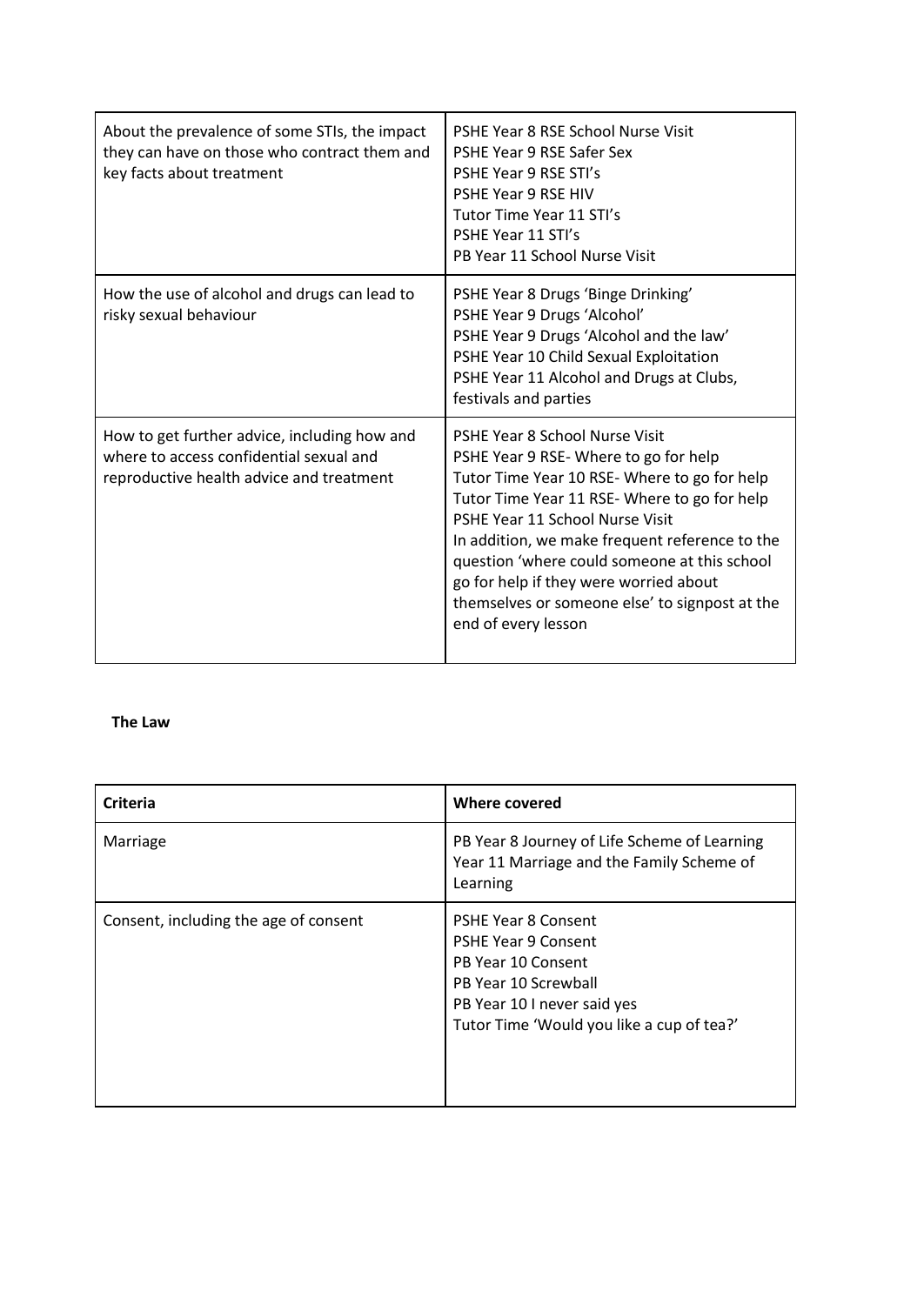| | |
|---|---|
| About the prevalence of some STIs, the impact they can have on those who contract them and key facts about treatment | PSHE Year 8 RSE School Nurse Visit<br>PSHE Year 9 RSE Safer Sex<br>PSHE Year 9 RSE STI's<br>PSHE Year 9 RSE HIV<br>Tutor Time Year 11 STI's<br>PSHE Year 11 STI's<br>PB Year 11 School Nurse Visit |
| How the use of alcohol and drugs can lead to risky sexual behaviour | PSHE Year 8 Drugs 'Binge Drinking'<br>PSHE Year 9 Drugs 'Alcohol'<br>PSHE Year 9 Drugs 'Alcohol and the law'<br>PSHE Year 10 Child Sexual Exploitation<br>PSHE Year 11 Alcohol and Drugs at Clubs, festivals and parties |
| How to get further advice, including how and where to access confidential sexual and reproductive health advice and treatment | PSHE Year 8 School Nurse Visit<br>PSHE Year 9 RSE- Where to go for help<br>Tutor Time Year 10 RSE- Where to go for help<br>Tutor Time Year 11 RSE- Where to go for help<br>PSHE Year 11 School Nurse Visit<br>In addition, we make frequent reference to the question 'where could someone at this school go for help if they were worried about themselves or someone else' to signpost at the end of every lesson |

**The Law**

| Criteria | Where covered |
|---|---|
| Marriage | PB Year 8 Journey of Life Scheme of Learning<br>Year 11 Marriage and the Family Scheme of Learning |
| Consent, including the age of consent | PSHE Year 8 Consent<br>PSHE Year 9 Consent<br>PB Year 10 Consent<br>PB Year 10 Screwball<br>PB Year 10 I never said yes<br>Tutor Time 'Would you like a cup of tea?' |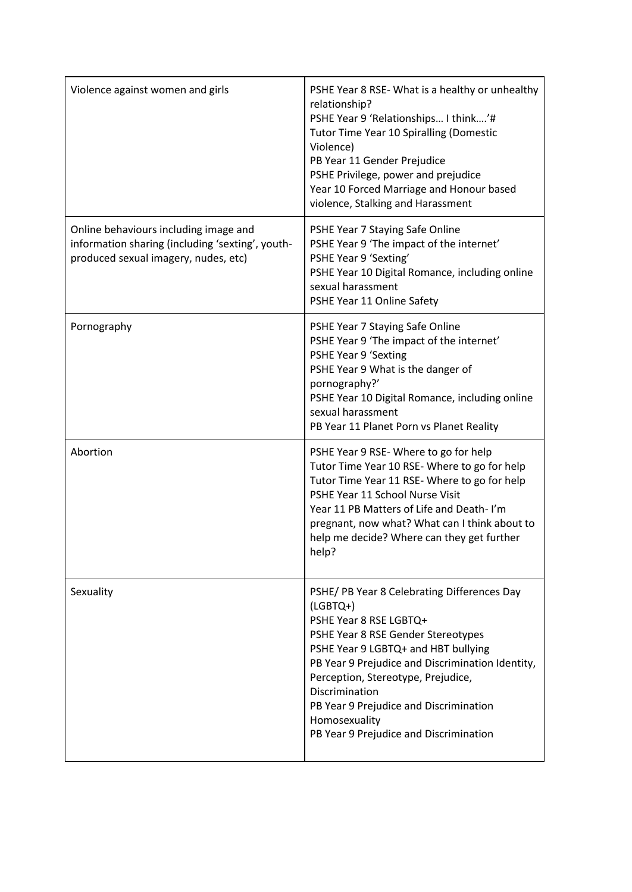| | |
|---|---|
| Violence against women and girls | PSHE Year 8 RSE- What is a healthy or unhealthy relationship?<br>PSHE Year 9 'Relationships… I think….'#<br>Tutor Time Year 10 Spiralling (Domestic Violence)<br>PB Year 11 Gender Prejudice<br>PSHE Privilege, power and prejudice<br>Year 10 Forced Marriage and Honour based violence, Stalking and Harassment |
| Online behaviours including image and information sharing (including 'sexting', youth-produced sexual imagery, nudes, etc) | PSHE Year 7 Staying Safe Online<br>PSHE Year 9 'The impact of the internet'<br>PSHE Year 9 'Sexting'<br>PSHE Year 10 Digital Romance, including online sexual harassment<br>PSHE Year 11 Online Safety |
| Pornography | PSHE Year 7 Staying Safe Online<br>PSHE Year 9 'The impact of the internet'<br>PSHE Year 9 'Sexting<br>PSHE Year 9 What is the danger of pornography?'<br>PSHE Year 10 Digital Romance, including online sexual harassment<br>PB Year 11 Planet Porn vs Planet Reality |
| Abortion | PSHE Year 9 RSE- Where to go for help<br>Tutor Time Year 10 RSE- Where to go for help<br>Tutor Time Year 11 RSE- Where to go for help<br>PSHE Year 11 School Nurse Visit<br>Year 11 PB Matters of Life and Death- I'm pregnant, now what? What can I think about to help me decide? Where can they get further help? |
| Sexuality | PSHE/ PB Year 8 Celebrating Differences Day (LGBTQ+)<br>PSHE Year 8 RSE LGBTQ+<br>PSHE Year 8 RSE Gender Stereotypes<br>PSHE Year 9 LGBTQ+ and HBT bullying<br>PB Year 9 Prejudice and Discrimination Identity, Perception, Stereotype, Prejudice, Discrimination<br>PB Year 9 Prejudice and Discrimination Homosexuality<br>PB Year 9 Prejudice and Discrimination |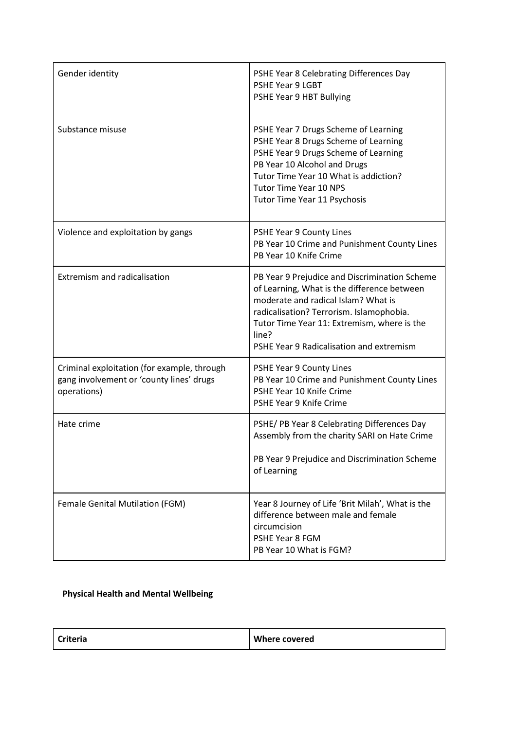| | |
|---|---|
| Gender identity | PSHE Year 8 Celebrating Differences Day<br>PSHE Year 9 LGBT<br>PSHE Year 9 HBT Bullying |
| Substance misuse | PSHE Year 7 Drugs Scheme of Learning<br>PSHE Year 8 Drugs Scheme of Learning<br>PSHE Year 9 Drugs Scheme of Learning<br>PB Year 10 Alcohol and Drugs<br>Tutor Time Year 10 What is addiction?<br>Tutor Time Year 10 NPS<br>Tutor Time Year 11 Psychosis |
| Violence and exploitation by gangs | PSHE Year 9 County Lines<br>PB Year 10 Crime and Punishment County Lines<br>PB Year 10 Knife Crime |
| Extremism and radicalisation | PB Year 9 Prejudice and Discrimination Scheme of Learning, What is the difference between moderate and radical Islam? What is radicalisation? Terrorism. Islamophobia.<br>Tutor Time Year 11: Extremism, where is the line?<br>PSHE Year 9 Radicalisation and extremism |
| Criminal exploitation (for example, through gang involvement or 'county lines' drugs operations) | PSHE Year 9 County Lines<br>PB Year 10 Crime and Punishment County Lines<br>PSHE Year 10 Knife Crime<br>PSHE Year 9 Knife Crime |
| Hate crime | PSHE/ PB Year 8 Celebrating Differences Day Assembly from the charity SARI on Hate Crime<br><br>PB Year 9 Prejudice and Discrimination Scheme of Learning |
| Female Genital Mutilation (FGM) | Year 8 Journey of Life 'Brit Milah', What is the difference between male and female circumcision<br>PSHE Year 8 FGM<br>PB Year 10 What is FGM? |

**Physical Health and Mental Wellbeing**

| Criteria | Where covered |
|---|---|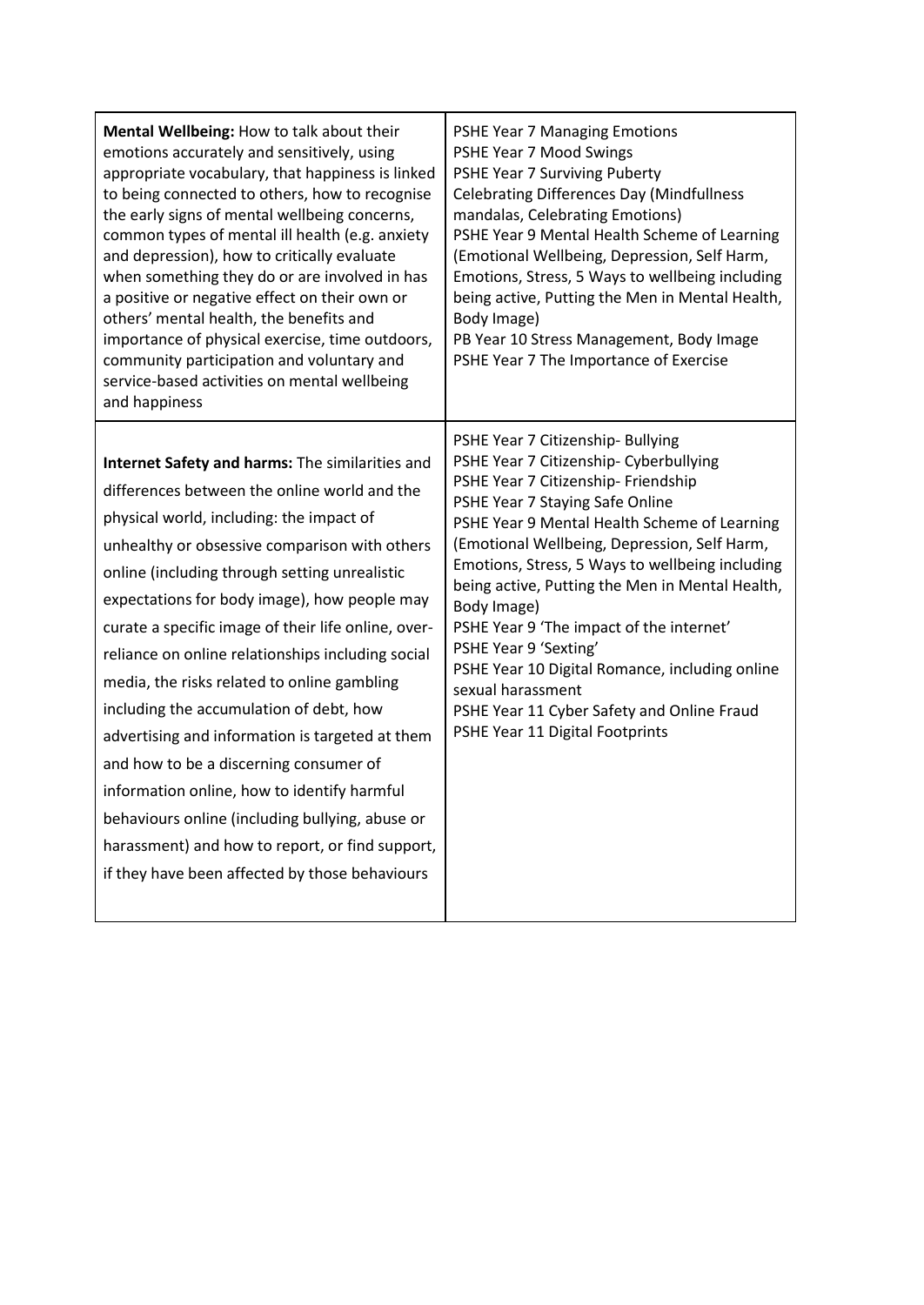| | |
|---|---|
| **Mental Wellbeing:** How to talk about their emotions accurately and sensitively, using appropriate vocabulary, that happiness is linked to being connected to others, how to recognise the early signs of mental wellbeing concerns, common types of mental ill health (e.g. anxiety and depression), how to critically evaluate when something they do or are involved in has a positive or negative effect on their own or others' mental health, the benefits and importance of physical exercise, time outdoors, community participation and voluntary and service-based activities on mental wellbeing and happiness | PSHE Year 7 Managing Emotions<br>PSHE Year 7 Mood Swings<br>PSHE Year 7 Surviving Puberty<br>Celebrating Differences Day (Mindfullness mandalas, Celebrating Emotions)<br>PSHE Year 9 Mental Health Scheme of Learning (Emotional Wellbeing, Depression, Self Harm, Emotions, Stress, 5 Ways to wellbeing including being active, Putting the Men in Mental Health, Body Image)<br>PB Year 10 Stress Management, Body Image<br>PSHE Year 7 The Importance of Exercise |
| **Internet Safety and harms:** The similarities and differences between the online world and the physical world, including: the impact of unhealthy or obsessive comparison with others online (including through setting unrealistic expectations for body image), how people may curate a specific image of their life online, over-reliance on online relationships including social media, the risks related to online gambling including the accumulation of debt, how advertising and information is targeted at them and how to be a discerning consumer of information online, how to identify harmful behaviours online (including bullying, abuse or harassment) and how to report, or find support, if they have been affected by those behaviours | PSHE Year 7 Citizenship- Bullying<br>PSHE Year 7 Citizenship- Cyberbullying<br>PSHE Year 7 Citizenship- Friendship<br>PSHE Year 7 Staying Safe Online<br>PSHE Year 9 Mental Health Scheme of Learning (Emotional Wellbeing, Depression, Self Harm, Emotions, Stress, 5 Ways to wellbeing including being active, Putting the Men in Mental Health, Body Image)<br>PSHE Year 9 'The impact of the internet'<br>PSHE Year 9 'Sexting'<br>PSHE Year 10 Digital Romance, including online sexual harassment<br>PSHE Year 11 Cyber Safety and Online Fraud<br>PSHE Year 11 Digital Footprints |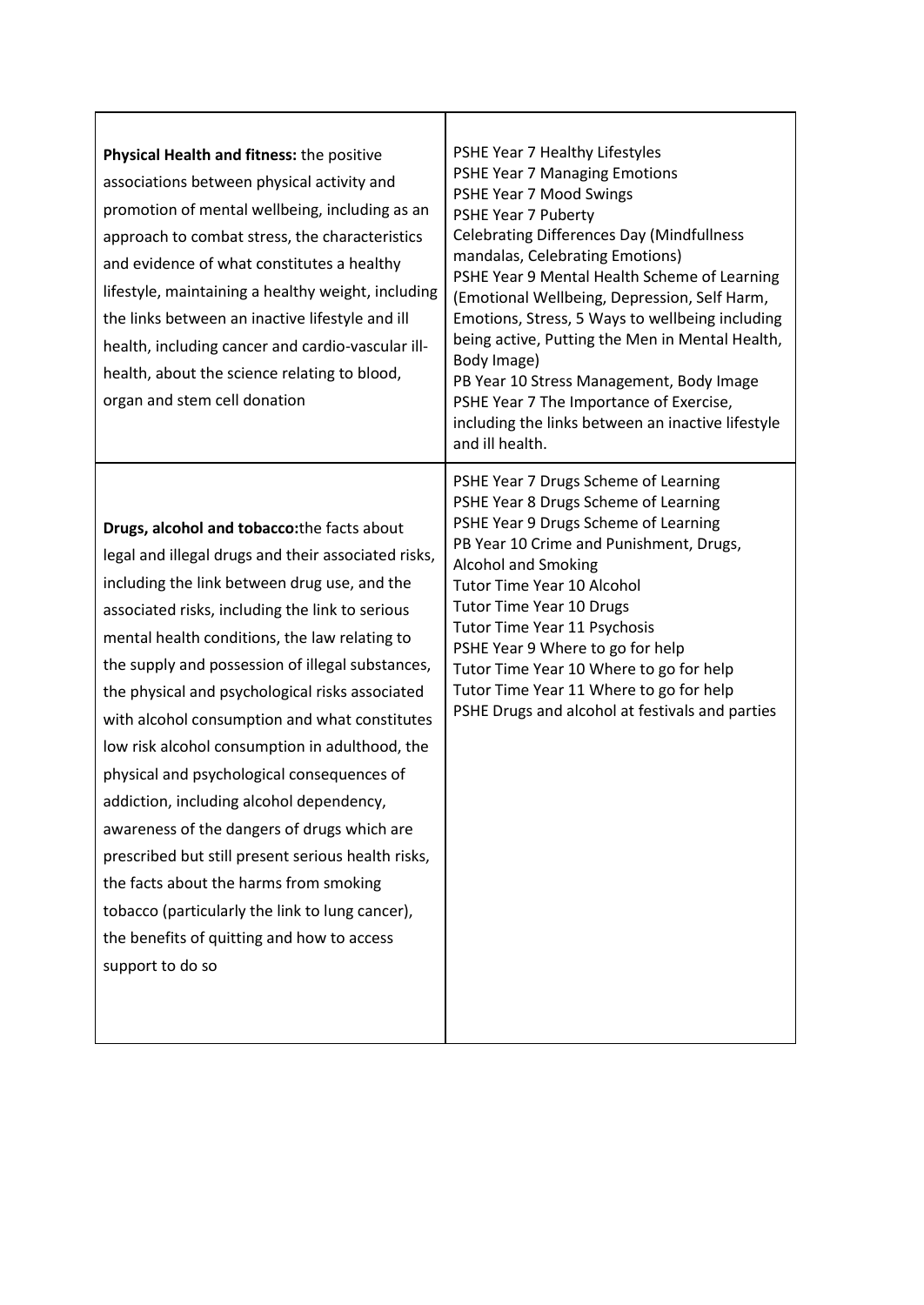| | |
|---|---|
| **Physical Health and fitness:** the positive associations between physical activity and promotion of mental wellbeing, including as an approach to combat stress, the characteristics and evidence of what constitutes a healthy lifestyle, maintaining a healthy weight, including the links between an inactive lifestyle and ill health, including cancer and cardio-vascular ill-health, about the science relating to blood, organ and stem cell donation | PSHE Year 7 Healthy Lifestyles<br>PSHE Year 7 Managing Emotions<br>PSHE Year 7 Mood Swings<br>PSHE Year 7 Puberty<br>Celebrating Differences Day (Mindfullness mandalas, Celebrating Emotions)<br>PSHE Year 9 Mental Health Scheme of Learning (Emotional Wellbeing, Depression, Self Harm, Emotions, Stress, 5 Ways to wellbeing including being active, Putting the Men in Mental Health, Body Image)<br>PB Year 10 Stress Management, Body Image<br>PSHE Year 7 The Importance of Exercise, including the links between an inactive lifestyle and ill health. |
| **Drugs, alcohol and tobacco:** the facts about legal and illegal drugs and their associated risks, including the link between drug use, and the associated risks, including the link to serious mental health conditions, the law relating to the supply and possession of illegal substances, the physical and psychological risks associated with alcohol consumption and what constitutes low risk alcohol consumption in adulthood, the physical and psychological consequences of addiction, including alcohol dependency, awareness of the dangers of drugs which are prescribed but still present serious health risks, the facts about the harms from smoking tobacco (particularly the link to lung cancer), the benefits of quitting and how to access support to do so | PSHE Year 7 Drugs Scheme of Learning<br>PSHE Year 8 Drugs Scheme of Learning<br>PSHE Year 9 Drugs Scheme of Learning<br>PB Year 10 Crime and Punishment, Drugs, Alcohol and Smoking<br>Tutor Time Year 10 Alcohol<br>Tutor Time Year 10 Drugs<br>Tutor Time Year 11 Psychosis<br>PSHE Year 9 Where to go for help<br>Tutor Time Year 10 Where to go for help<br>Tutor Time Year 11 Where to go for help<br>PSHE Drugs and alcohol at festivals and parties |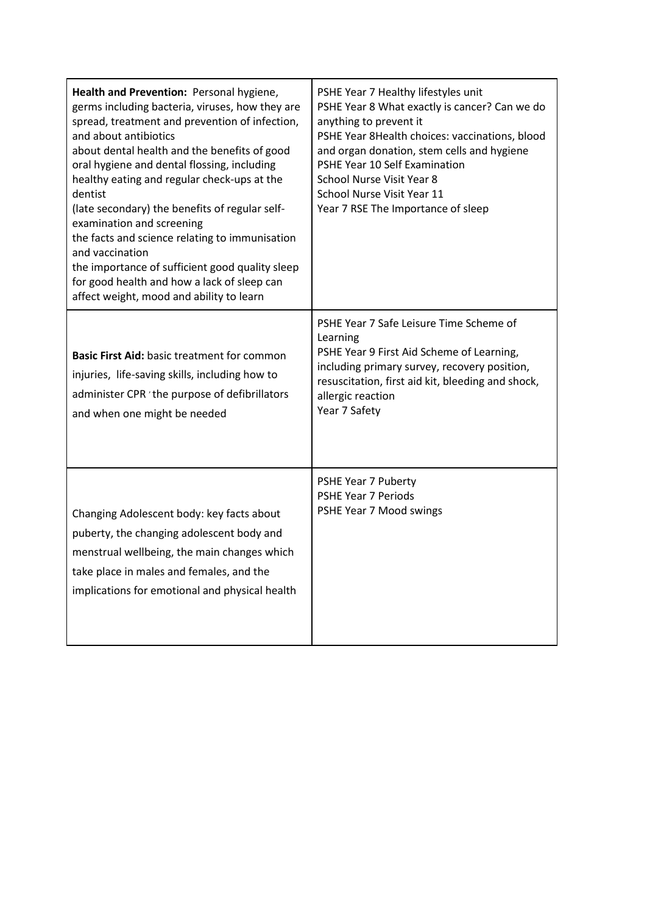| | |
|---|---|
| **Health and Prevention:** Personal hygiene, germs including bacteria, viruses, how they are spread, treatment and prevention of infection, and about antibiotics<br>about dental health and the benefits of good oral hygiene and dental flossing, including healthy eating and regular check-ups at the dentist<br>(late secondary) the benefits of regular self-examination and screening<br>the facts and science relating to immunisation and vaccination<br>the importance of sufficient good quality sleep for good health and how a lack of sleep can affect weight, mood and ability to learn | PSHE Year 7 Healthy lifestyles unit<br>PSHE Year 8 What exactly is cancer? Can we do anything to prevent it<br>PSHE Year 8Health choices: vaccinations, blood and organ donation, stem cells and hygiene<br>PSHE Year 10 Self Examination<br>School Nurse Visit Year 8<br>School Nurse Visit Year 11<br>Year 7 RSE The Importance of sleep |
| **Basic First Aid:** basic treatment for common injuries, life-saving skills, including how to administer CPR ' the purpose of defibrillators and when one might be needed | PSHE Year 7 Safe Leisure Time Scheme of Learning<br>PSHE Year 9 First Aid Scheme of Learning, including primary survey, recovery position, resuscitation, first aid kit, bleeding and shock, allergic reaction<br>Year 7 Safety |
| Changing Adolescent body: key facts about puberty, the changing adolescent body and menstrual wellbeing, the main changes which take place in males and females, and the implications for emotional and physical health | PSHE Year 7 Puberty<br>PSHE Year 7 Periods<br>PSHE Year 7 Mood swings |